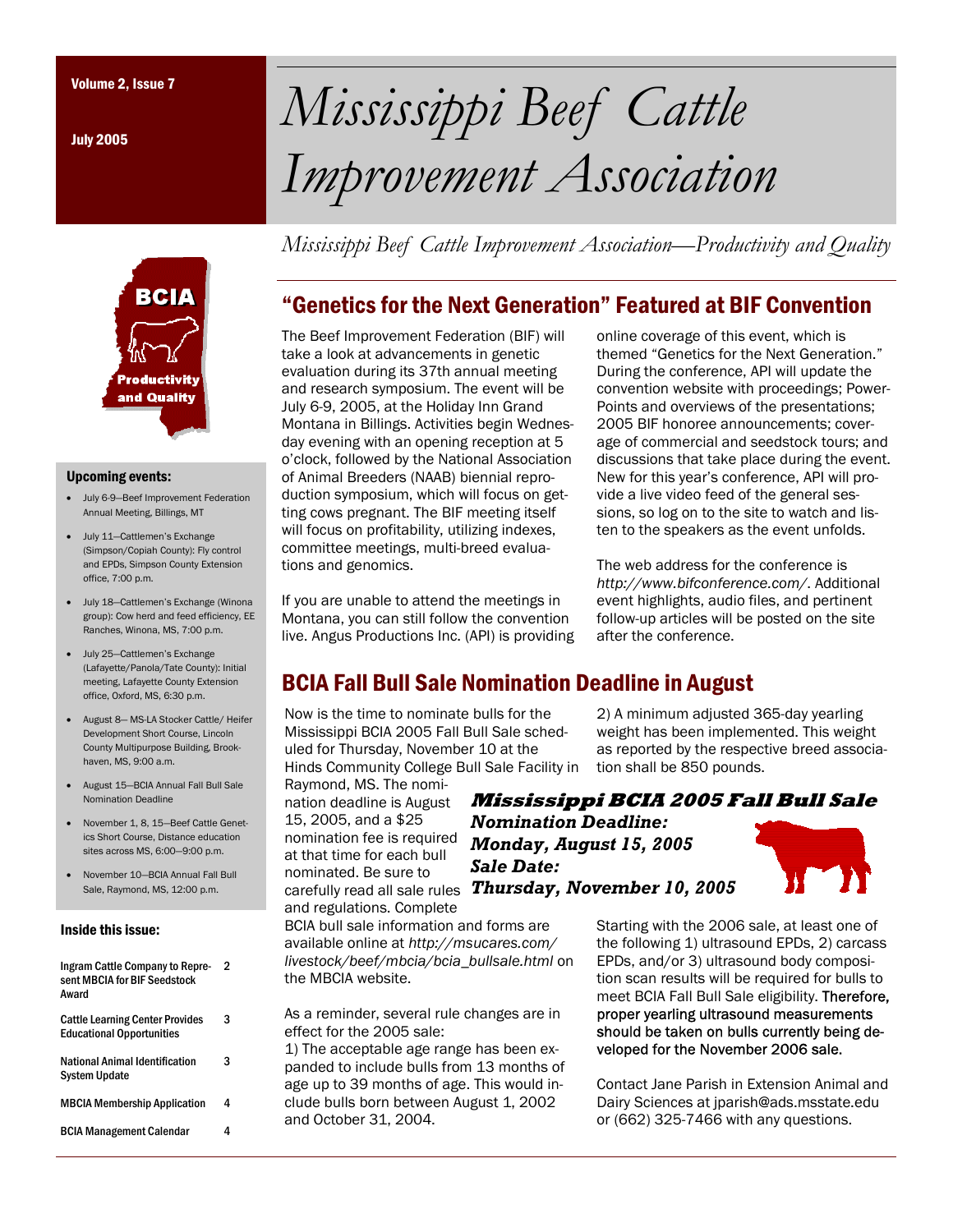Volume 2, Issue 7

July 2005

# Mississippi Beef Cattle Improvement Association

*Mississippi Beef Cattle Improvement Association—Productivity and Quality*

### Upcoming events:

- July 6-9—Beef Improvement Federation Annual Meeting, Billings, MT
- July 11—Cattlemen's Exchange (Simpson/Copiah County): Fly control and EPDs, Simpson County Extension office, 7:00 p.m.
- July 18—Cattlemen's Exchange (Winona group): Cow herd and feed efficiency, EE Ranches, Winona, MS, 7:00 p.m.
- July 25—Cattlemen's Exchange (Lafayette/Panola/Tate County): Initial meeting, Lafayette County Extension office, Oxford, MS, 6:30 p.m.
- August 8— MS-LA Stocker Cattle/ Heifer Development Short Course, Lincoln County Multipurpose Building, Brookhaven, MS, 9:00 a.m.
- August 15—BCIA Annual Fall Bull Sale Nomination Deadline
- November 1, 8, 15—Beef Cattle Genetics Short Course, Distance education sites across MS, 6:00—9:00 p.m.
- November 10—BCIA Annual Fall Bull Sale, Raymond, MS, 12:00 p.m.

### Inside this issue:

| | |
|---|---|
| Ingram Cattle Company to Represent MBCIA for BIF Seedstock Award | 2 |
| Cattle Learning Center Provides Educational Opportunities | 3 |
| National Animal Identification System Update | 3 |
| MBCIA Membership Application | 4 |
| BCIA Management Calendar | 4 |

## "Genetics for the Next Generation" Featured at BIF Convention

The Beef Improvement Federation (BIF) will take a look at advancements in genetic evaluation during its 37th annual meeting and research symposium. The event will be July 6-9, 2005, at the Holiday Inn Grand Montana in Billings. Activities begin Wednesday evening with an opening reception at 5 o'clock, followed by the National Association of Animal Breeders (NAAB) biennial reproduction symposium, which will focus on getting cows pregnant. The BIF meeting itself will focus on profitability, utilizing indexes, committee meetings, multi-breed evaluations and genomics.

If you are unable to attend the meetings in Montana, you can still follow the convention live. Angus Productions Inc. (API) is providing online coverage of this event, which is themed "Genetics for the Next Generation." During the conference, API will update the convention website with proceedings; PowerPoints and overviews of the presentations; 2005 BIF honoree announcements; coverage of commercial and seedstock tours; and discussions that take place during the event. New for this year's conference, API will provide a live video feed of the general sessions, so log on to the site to watch and listen to the speakers as the event unfolds.

The web address for the conference is *http://www.bifconference.com/*. Additional event highlights, audio files, and pertinent follow-up articles will be posted on the site after the conference.

## BCIA Fall Bull Sale Nomination Deadline in August

Now is the time to nominate bulls for the Mississippi BCIA 2005 Fall Bull Sale scheduled for Thursday, November 10 at the Hinds Community College Bull Sale Facility in Raymond, MS. The nomination deadline is August 15, 2005, and a $25 nomination fee is required at that time for each bull nominated. Be sure to carefully read all sale rules and regulations. Complete BCIA bull sale information and forms are available online at *http://msucares.com/livestock/beef/mbcia/bcia_bullsale.html* on the MBCIA website.

**Mississippi BCIA 2005 Fall Bull Sale**
***Nomination Deadline: Monday, August 15, 2005***
***Sale Date: Thursday, November 10, 2005***

As a reminder, several rule changes are in effect for the 2005 sale:

1) The acceptable age range has been expanded to include bulls from 13 months of age up to 39 months of age. This would include bulls born between August 1, 2002 and October 31, 2004.

2) A minimum adjusted 365-day yearling weight has been implemented. This weight as reported by the respective breed association shall be 850 pounds.

Starting with the 2006 sale, at least one of the following 1) ultrasound EPDs, 2) carcass EPDs, and/or 3) ultrasound body composition scan results will be required for bulls to meet BCIA Fall Bull Sale eligibility. Therefore, proper yearling ultrasound measurements should be taken on bulls currently being developed for the November 2006 sale.

Contact Jane Parish in Extension Animal and Dairy Sciences at jparish@ads.msstate.edu or (662) 325-7466 with any questions.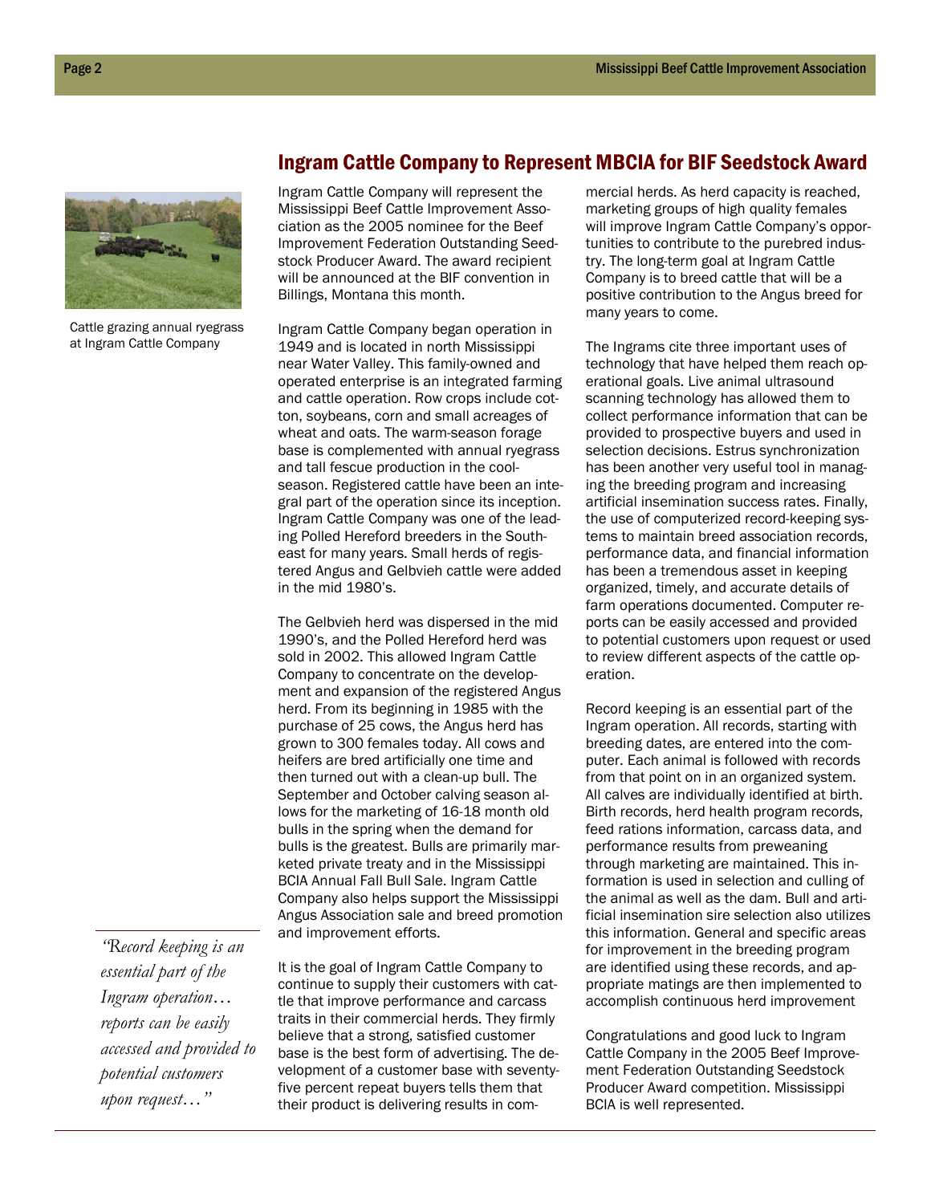## Ingram Cattle Company to Represent MBCIA for BIF Seedstock Award

Cattle grazing annual ryegrass at Ingram Cattle Company

Ingram Cattle Company will represent the Mississippi Beef Cattle Improvement Association as the 2005 nominee for the Beef Improvement Federation Outstanding Seedstock Producer Award. The award recipient will be announced at the BIF convention in Billings, Montana this month.

Ingram Cattle Company began operation in 1949 and is located in north Mississippi near Water Valley. This family-owned and operated enterprise is an integrated farming and cattle operation. Row crops include cotton, soybeans, corn and small acreages of wheat and oats. The warm-season forage base is complemented with annual ryegrass and tall fescue production in the cool-season. Registered cattle have been an integral part of the operation since its inception. Ingram Cattle Company was one of the leading Polled Hereford breeders in the Southeast for many years. Small herds of registered Angus and Gelbvieh cattle were added in the mid 1980's.

The Gelbvieh herd was dispersed in the mid 1990's, and the Polled Hereford herd was sold in 2002. This allowed Ingram Cattle Company to concentrate on the development and expansion of the registered Angus herd. From its beginning in 1985 with the purchase of 25 cows, the Angus herd has grown to 300 females today. All cows and heifers are bred artificially one time and then turned out with a clean-up bull. The September and October calving season allows for the marketing of 16-18 month old bulls in the spring when the demand for bulls is the greatest. Bulls are primarily marketed private treaty and in the Mississippi BCIA Annual Fall Bull Sale. Ingram Cattle Company also helps support the Mississippi Angus Association sale and breed promotion and improvement efforts.

It is the goal of Ingram Cattle Company to continue to supply their customers with cattle that improve performance and carcass traits in their commercial herds. They firmly believe that a strong, satisfied customer base is the best form of advertising. The development of a customer base with seventy-five percent repeat buyers tells them that their product is delivering results in commercial herds. As herd capacity is reached, marketing groups of high quality females will improve Ingram Cattle Company's opportunities to contribute to the purebred industry. The long-term goal at Ingram Cattle Company is to breed cattle that will be a positive contribution to the Angus breed for many years to come.

The Ingrams cite three important uses of technology that have helped them reach operational goals. Live animal ultrasound scanning technology has allowed them to collect performance information that can be provided to prospective buyers and used in selection decisions. Estrus synchronization has been another very useful tool in managing the breeding program and increasing artificial insemination success rates. Finally, the use of computerized record-keeping systems to maintain breed association records, performance data, and financial information has been a tremendous asset in keeping organized, timely, and accurate details of farm operations documented. Computer reports can be easily accessed and provided to potential customers upon request or used to review different aspects of the cattle operation.

*"Record keeping is an essential part of the Ingram operation… reports can be easily accessed and provided to potential customers upon request…"*

Record keeping is an essential part of the Ingram operation. All records, starting with breeding dates, are entered into the computer. Each animal is followed with records from that point on in an organized system. All calves are individually identified at birth. Birth records, herd health program records, feed rations information, carcass data, and performance results from preweaning through marketing are maintained. This information is used in selection and culling of the animal as well as the dam. Bull and artificial insemination sire selection also utilizes this information. General and specific areas for improvement in the breeding program are identified using these records, and appropriate matings are then implemented to accomplish continuous herd improvement

Congratulations and good luck to Ingram Cattle Company in the 2005 Beef Improvement Federation Outstanding Seedstock Producer Award competition. Mississippi BCIA is well represented.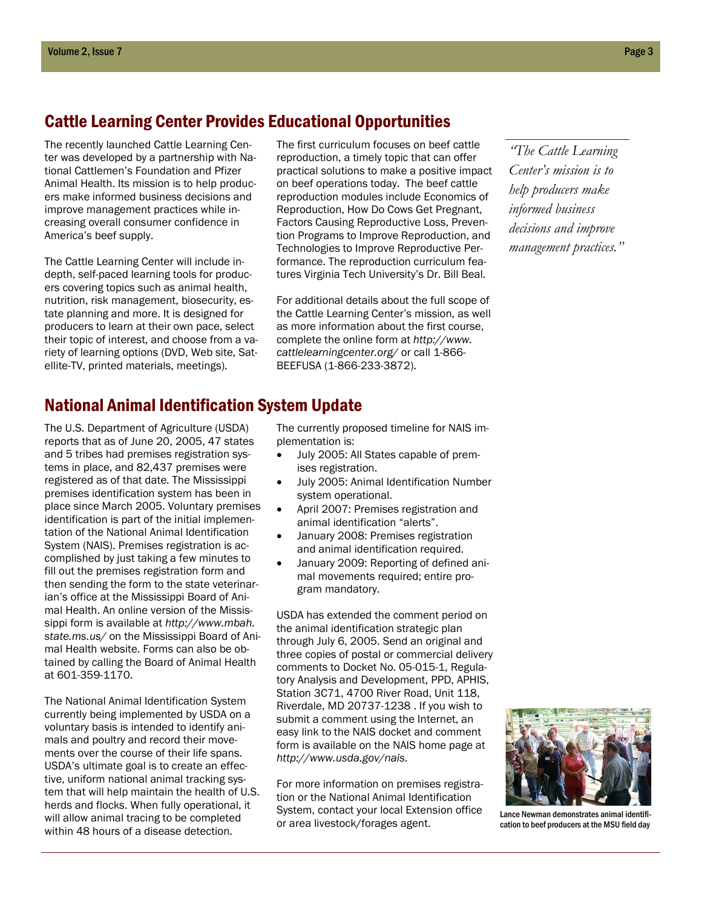## Cattle Learning Center Provides Educational Opportunities

The recently launched Cattle Learning Center was developed by a partnership with National Cattlemen's Foundation and Pfizer Animal Health. Its mission is to help producers make informed business decisions and improve management practices while increasing overall consumer confidence in America's beef supply.

The Cattle Learning Center will include in-depth, self-paced learning tools for producers covering topics such as animal health, nutrition, risk management, biosecurity, estate planning and more. It is designed for producers to learn at their own pace, select their topic of interest, and choose from a variety of learning options (DVD, Web site, Satellite-TV, printed materials, meetings).

The first curriculum focuses on beef cattle reproduction, a timely topic that can offer practical solutions to make a positive impact on beef operations today. The beef cattle reproduction modules include Economics of Reproduction, How Do Cows Get Pregnant, Factors Causing Reproductive Loss, Prevention Programs to Improve Reproduction, and Technologies to Improve Reproductive Performance. The reproduction curriculum features Virginia Tech University's Dr. Bill Beal.

For additional details about the full scope of the Cattle Learning Center's mission, as well as more information about the first course, complete the online form at *http://www.cattlelearningcenter.org/* or call 1-866-BEEFUSA (1-866-233-3872).

*"The Cattle Learning Center's mission is to help producers make informed business decisions and improve management practices."*

## National Animal Identification System Update

The U.S. Department of Agriculture (USDA) reports that as of June 20, 2005, 47 states and 5 tribes had premises registration systems in place, and 82,437 premises were registered as of that date. The Mississippi premises identification system has been in place since March 2005. Voluntary premises identification is part of the initial implementation of the National Animal Identification System (NAIS). Premises registration is accomplished by just taking a few minutes to fill out the premises registration form and then sending the form to the state veterinarian's office at the Mississippi Board of Animal Health. An online version of the Mississippi form is available at *http://www.mbah.state.ms.us/* on the Mississippi Board of Animal Health website. Forms can also be obtained by calling the Board of Animal Health at 601-359-1170.

The National Animal Identification System currently being implemented by USDA on a voluntary basis is intended to identify animals and poultry and record their movements over the course of their life spans. USDA's ultimate goal is to create an effective, uniform national animal tracking system that will help maintain the health of U.S. herds and flocks. When fully operational, it will allow animal tracing to be completed within 48 hours of a disease detection.

The currently proposed timeline for NAIS implementation is:

- July 2005: All States capable of premises registration.
- July 2005: Animal Identification Number system operational.
- April 2007: Premises registration and animal identification "alerts".
- January 2008: Premises registration and animal identification required.
- January 2009: Reporting of defined animal movements required; entire program mandatory.

USDA has extended the comment period on the animal identification strategic plan through July 6, 2005. Send an original and three copies of postal or commercial delivery comments to Docket No. 05-015-1, Regulatory Analysis and Development, PPD, APHIS, Station 3C71, 4700 River Road, Unit 118, Riverdale, MD 20737-1238 . If you wish to submit a comment using the Internet, an easy link to the NAIS docket and comment form is available on the NAIS home page at *http://www.usda.gov/nais*.

For more information on premises registration or the National Animal Identification System, contact your local Extension office or area livestock/forages agent.

Lance Newman demonstrates animal identification to beef producers at the MSU field day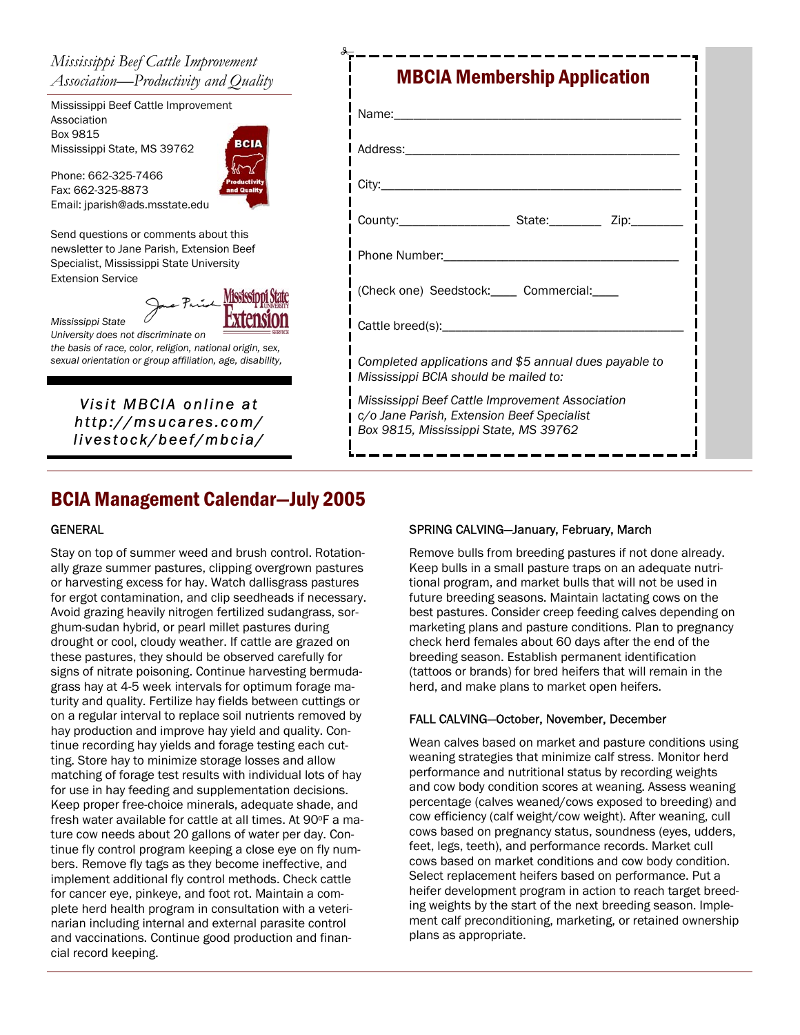*Mississippi Beef Cattle Improvement Association—Productivity and Quality*

Mississippi Beef Cattle Improvement Association
Box 9815
Mississippi State, MS 39762

Phone: 662-325-7466
Fax: 662-325-8873
Email: jparish@ads.msstate.edu

Send questions or comments about this newsletter to Jane Parish, Extension Beef Specialist, Mississippi State University Extension Service

*Mississippi State University does not discriminate on the basis of race, color, religion, national origin, sex, sexual orientation or group affiliation, age, disability,*

***Visit MBCIA online at http://msucares.com/livestock/beef/mbcia/***

## MBCIA Membership Application

Name:\_\_\_\_\_\_\_\_\_\_\_\_\_\_\_\_\_\_\_\_\_\_\_\_\_\_\_\_\_\_\_\_\_\_\_\_\_\_\_\_

Address:\_\_\_\_\_\_\_\_\_\_\_\_\_\_\_\_\_\_\_\_\_\_\_\_\_\_\_\_\_\_\_\_\_\_\_\_\_\_

City:\_\_\_\_\_\_\_\_\_\_\_\_\_\_\_\_\_\_\_\_\_\_\_\_\_\_\_\_\_\_\_\_\_\_\_\_\_\_\_\_\_\_

County:\_\_\_\_\_\_\_\_\_\_\_\_\_\_\_\_ State:\_\_\_\_\_\_\_\_ Zip:\_\_\_\_\_\_\_\_

Phone Number:\_\_\_\_\_\_\_\_\_\_\_\_\_\_\_\_\_\_\_\_\_\_\_\_\_\_\_\_\_\_\_\_\_\_

(Check one) Seedstock:\_\_\_\_ Commercial:\_\_\_\_

Cattle breed(s):\_\_\_\_\_\_\_\_\_\_\_\_\_\_\_\_\_\_\_\_\_\_\_\_\_\_\_\_\_\_\_\_\_\_\_

*Completed applications and $5 annual dues payable to Mississippi BCIA should be mailed to:*

*Mississippi Beef Cattle Improvement Association*
*c/o Jane Parish, Extension Beef Specialist*
*Box 9815, Mississippi State, MS 39762*

## BCIA Management Calendar—July 2005

### GENERAL

Stay on top of summer weed and brush control. Rotationally graze summer pastures, clipping overgrown pastures or harvesting excess for hay. Watch dallisgrass pastures for ergot contamination, and clip seedheads if necessary. Avoid grazing heavily nitrogen fertilized sudangrass, sorghum-sudan hybrid, or pearl millet pastures during drought or cool, cloudy weather. If cattle are grazed on these pastures, they should be observed carefully for signs of nitrate poisoning. Continue harvesting bermudagrass hay at 4-5 week intervals for optimum forage maturity and quality. Fertilize hay fields between cuttings or on a regular interval to replace soil nutrients removed by hay production and improve hay yield and quality. Continue recording hay yields and forage testing each cutting. Store hay to minimize storage losses and allow matching of forage test results with individual lots of hay for use in hay feeding and supplementation decisions. Keep proper free-choice minerals, adequate shade, and fresh water available for cattle at all times. At 90°F a mature cow needs about 20 gallons of water per day. Continue fly control program keeping a close eye on fly numbers. Remove fly tags as they become ineffective, and implement additional fly control methods. Check cattle for cancer eye, pinkeye, and foot rot. Maintain a complete herd health program in consultation with a veterinarian including internal and external parasite control and vaccinations. Continue good production and financial record keeping.

### SPRING CALVING—January, February, March

Remove bulls from breeding pastures if not done already. Keep bulls in a small pasture traps on an adequate nutritional program, and market bulls that will not be used in future breeding seasons. Maintain lactating cows on the best pastures. Consider creep feeding calves depending on marketing plans and pasture conditions. Plan to pregnancy check herd females about 60 days after the end of the breeding season. Establish permanent identification (tattoos or brands) for bred heifers that will remain in the herd, and make plans to market open heifers.

### FALL CALVING—October, November, December

Wean calves based on market and pasture conditions using weaning strategies that minimize calf stress. Monitor herd performance and nutritional status by recording weights and cow body condition scores at weaning. Assess weaning percentage (calves weaned/cows exposed to breeding) and cow efficiency (calf weight/cow weight). After weaning, cull cows based on pregnancy status, soundness (eyes, udders, feet, legs, teeth), and performance records. Market cull cows based on market conditions and cow body condition. Select replacement heifers based on performance. Put a heifer development program in action to reach target breeding weights by the start of the next breeding season. Implement calf preconditioning, marketing, or retained ownership plans as appropriate.